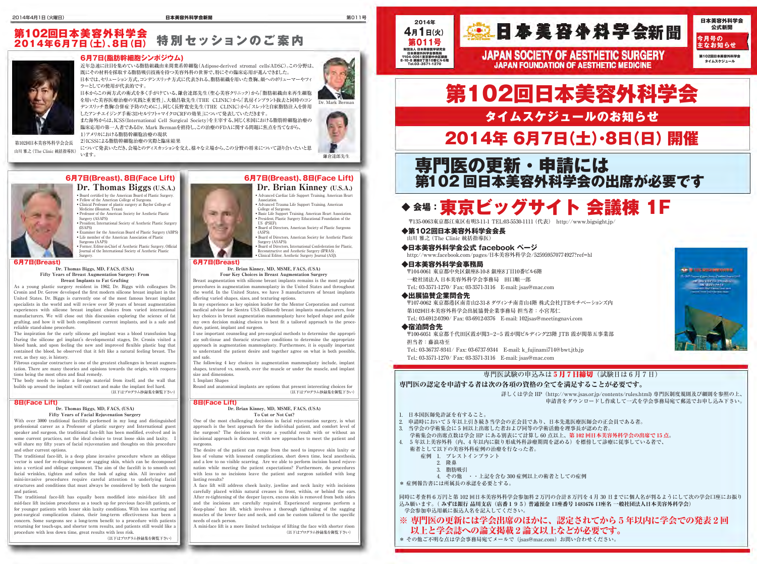# 第102回日本美容外科学会 2014年6月7日(土)、8日(日) 特別セッションのご案内

## 6月7日(脂肪幹細胞シンポジウム)

近年急速に注目を集めている脂肪組織由来間葉系幹細胞(Adipose-derived stromal cells:ADSC)。この分野は、既にその材料を採取する脂肪吸引技術を持つ美容外科の世界で、特にその臨床応用が進んできました。

日本では、セリューション方式、コンデンスリッチ方式に代表される、脂肪組織を用いた豊胸、顔へのボリューマーやフィラーとしての使用が代表的です。

日本からこの両方式の術式を多く手がけている、鎌倉達郎先生(聖心美容クリニック)から「脂肪組織由来再生細胞を用いた美容医療治療の実践と重要性」、大橋昌敬先生(THE CLINIC)から「乳房インプラント抜去と同時のコンデンスリッチ豊胸(合併症予防のために)」、同じく長野寛史先生(THE CLINIC)から「スレッドと自家脂肪注入を併用したアンチエイジング手術(3Dセルリフト+マイクロCRF)の効果」について発表していただきます。

また海外からは、ICSS(International Cell Surgical Society)を主宰する、同じく米国における脂肪幹細胞治療の臨床応用の第一人者であるDr. Mark Bermanを招待し、この治療のFDAに関する問題に焦点を当てながら、

1)アメリカにおける脂肪幹細胞治療の現状

2)ICSSによる脂肪幹細胞治療の実際と臨床結果

について発表いただき、会場とのディスカッションを交え、様々な立場から、この分野の将来について語り合いたいと思います。

第102回日本美容外科学会会長
山川 雅之(The Clinic 統括指導医)

Dr. Mark Berman

鎌倉達郎先生

## 6月7日(Breast)、8日(Face Lift)

### Dr. Thomas Biggs (U.S.A.)

- Board certified by the American Board of Plastic Surgery.
- Fellow of the American College of Surgeons.
- Clinical Professor of plastic surgery at Baylor College of Medicine (Houston, Texas).
- Professor of the American Society for Aesthetic Plastic Surgery (ASAPS)
- President, International Society of Aesthetic Plastic Surgery (ISAPS)
- Examiner for the American Board of Plastic Surgery (ABPS)
- Life member of the American Association of Plastic Surgeons (AAPS)
- Former, Editor-in-Chief of Aesthetic Plastic Surgery, Official Journal of the International Society of Aesthetic Plastic Surgery.

#### 6月7日(Breast)

**Dr. Thomas Biggs, MD, FACS, (USA)**
**Fifty Years of Breast Augmentation Surgery: From Breast Implants to Fat Grafting**

As a young plastic surgery resident in 1962, Dr. Biggs with colleagues Dr. Cronin and Dr. Gerow developed the first modern silicone breast implant in the United States. Dr. Biggs is currently one of the most famous breast implant specialists in the world and will review over 50 years of breast augmentation experiences with silicone breast implant choices from varied international manufacturers. We will close out this discussion exploring the science of fat grafting, and how it will both compliment current implants, and is a safe and reliable stand-alone procedure.

The inspiration for the early silicone gel implant was a blood transfusion bag. During the silicone gel implant's developmental stages, Dr. Cronin visited a blood bank, and upon feeling the new and improved flexible plastic bag that contained the blood, he observed that it felt like a natural feeling breast. The rest, as they say, is history.

Fibrous capsular contracture is one of the greatest challenges in breast augmentation. There are many theories and opinions towards the origin, with reoperations being the most often and final remedy.

"The body needs to isolate a foreign material from itself, and the wall that builds up around the implant will contract and make the implant feel hard.

(以下はプログラム抄録集を御覧下さい)

#### 8日(Face Lift)

**Dr. Thomas Biggs, MD, FACS, (USA)**
**Fifty Years of Facial Rejuvenation Surgery**

With over 3000 traditional facelifts performed in my long and distinguished professional career as a Professor of plastic surgery and International guest speaker and surgeon, the traditional face-lift has been modified, evolved and in some current practices, not the ideal choice to treat loose skin and laxity. I will share my fifty years of facial rejuvenation and thoughts on this procedure and other current options.

The traditional face-lift, is a deep plane invasive procedure where an oblique vector is used for re-draping loose or sagging skin, which can be decomposed into a vertical and oblique component. The aim of the facelift is to smooth out facial wrinkles, tighten and soften the look of aging skin. All invasive and mini-invasive procedures require careful attention to underlying facial structures and conditions that must always be considered by both the surgeon and patient.

The traditional face-lift has equally been modified into mini-face lift and mid-face lift incision procedures as a touch up for previous face-lift patients, or for younger patients with lesser skin laxity conditions. With less scarring and post-surgical complication claims, their long-term effectiveness has been a concern. Some surgeons see a long-term benefit to a procedure with patients returning for touch-ups, and shorter term results, and patients still would like a procedure with less down time, great results with less risk.

(以下はプログラム抄録集を御覧下さい)

## 6月7日(Breast)、8日(Face Lift)

### Dr. Brian Kinney (U.S.A.)

- Advanced Cardiac Life Support Training, American Heart Association.
- Advanced Trauma Life Support Training, American College of Surgeons.
- Basic Life Support Training, American Heart Association.
- President, Plastic Surgery Educational Foundation of the US (PSEF)
- Board of Directors, American Society of Plastic Surgeons (ASPS)
- Board of Directors, American Society for Aesthetic Plastic Surgery (ASAPS)
- Board of Directors, International Confederation for Plastic, Reconstructive and Aesthetic Surgery (IPRAS).
- Clinical Editor, Aesthetic Surgery Journal (ASJ).

#### 6月7日(Breast)

**Dr. Brian Kinney, MD, MSME, FACS, (USA)**
**Four Key Choices in Breast Augmentation Surgery**

Breast augmentation with silicone breast implants remains is the most popular procedures in augmentation mammaplasty in the United States and throughout the world. In the United States, we have 3 manufacturers of breast implants offering varied shapes, sizes, and texturing options.

In my experience as key opinion leader for the Mentor Corporation and current medical advisor for Sientra USA (Silimed) breast implants manufacturers, four key choices in breast augmentation mammoplasty have helped shape and guide my own decision making choices to best fit a tailored approach to the procedure, patient, implant and surgeon.

I use important counseling and pre-surgical methods to determine the appropriate soft-tissue and thoracic structure conditions to determine the appropriate approach in augmentation mammaplasty. Furthermore, it is equally important to understand the patient desire and together agree on what is both possible, and safe.

The following 4 key choices in augmentation mammaplasty include, implant shapes, textured vs, smooth, over the muscle or under the muscle, and implant size and dimensions.

1. Implant Shapes

Round and anatomical implants are options that present interesting choices for

(以下はプログラム抄録集を御覧下さい)

#### 8日(Face Lift)

**Dr. Brian Kinney, MD, MSME, FACS, (USA)**
**To Cut or Not Cut?**

One of the most challenging decisions in facial rejuvenation surgery, is what approach is the best approach for the individual patient, and comfort level of the surgeon? The decision to create a youthful result with or without an incisional approach is discussed, with new approaches to meet the patient and surgeons.

The desire of the patient can range from the need to improve skin laxity or loss of volume with lessened complications, short down time, local anesthesia, and a low to no visible scarring. Are we able to perform incision based rejuvenation while meeting the patient expectations? Furthermore, do procedures with less to no incisions leave the patient and surgeon satisfied with long lasting results?

A face lift will address cheek laxity, jawline and neck laxity with incisions carefully placed within natural creases in front, within, or behind the ears. After re-tightening of the deeper layers, excess skin is removed from both sides and the incisions are carefully repaired. Experienced surgeons perform a 'deep-plane' face lift, which involves a thorough tightening of the sagging muscles of the lower face and neck, and can be custom tailored to the specific needs of each person.

A mini-face lift is a more limited technique of lifting the face with shorter rison

(以下はプログラム抄録集を御覧下さい)

---

# 日本美容外科学会新聞

2014年 4月1日(火) 第011号

財団法人 日本美容医学研究会
日本美容外科学会事務局
〒104-0061東京都中央区銀座8-10-8 銀座8丁目10番ビル6階
Tel.03-3571-1270

JAPAN SOCIETY OF AESTHETIC SURGERY
JAPAN FOUNDATION OF AESTHETIC MEDICINE

日本美容外科学会 公式新聞
今月号の主なお知らせ
第102回日本美容外科学会 タイムスケジュール

# 第102回日本美容外科学会

## タイムスケジュールのお知らせ

## 2014年 6月7日(土)・8日(日) 開催

## 専門医の更新・申請には 第102回日本美容外科学会の出席が必要です

### ◆ 会場:東京ビッグサイト 会議棟 1F

〒135-0063東京都江東区有明3-11-1 TEL:03-5530-1111(代表) http://www.bigsight.jp/

### ◆第102回日本美容外科学会会長

山川 雅之(The Clinic 統括指導医)

### ◆日本美容外科学会公式 facebook ページ

http://www.facebook.com/pages/日本美容外科学会/525959570774927?ref=hl

### ◆日本美容外科学会事務局

〒104-0061 東京都中央区銀座8-10-8 銀座8丁目10番ビル6階
一般社団法人 日本美容外科学会事務局 田口順一郎
Tel.: 03-3571-1270/ Fax: 03-3571-3116 E-mail: jsas@mac.com

### ◆出展協賛企業問合先

〒107-0062 東京都港区南青山2-31-8 ダヴィンチ南青山4階 株式会社JTBモチベーションズ内
第102回日本美容外科学会出展協賛企業事務局 担当者:小宮那仁
Tel.: 03-6912-0390/ Fax: 03-6912-0376 E-mail: 102jsas@meetingnavi.com

### ◆宿泊問合先

〒100-6051 東京都千代田区霞が関3-2-5 霞が関ビルディング23階 JTB 霞が関第五事業部
担当者:藤浪功至
Tel.: 03-36737-9341/ Fax: 03-6737-9344 E-mail: k_fujinami714@bwt.jtb.jp
Tel.: 03-3571-1270/ Fax: 03-3571-3116 E-mail: jsas@mac.com

---

専門医試験の申込みは**5月7日締切**(試験日は6月7日)

**専門医の認定を申請する者は次の各項の資格の全てを満足することが必要です。**

詳しくは学会 HP(http://www.jsas.or.jp/contents/rules.html)専門医制度規則及び細則を参照の上、申請書をダウンロードし作成して一式を学会事務局宛て郵送でお申し込み下さい。

1. 日本国医師免許証を有すること。
2. 申請時において5年以上引き続き当学会の正会員であり、日本先進医療医師会の正会員である者。
3. 当学会の学術集会に5回以上出席した者および同等の学術活動を理事長が認めた者。
   学術集会の出席点数は学会 HP にある別表にて計算し 60 点以上、**第 102 回日本美容外科学会の出席で 15 点。**
4. 5年以上美容外科(内、4年以内に限り形成外科診療期間を認める)を標傍して診療に従事している者で、術者として以下の美容外科症例の治療を行なった者。
   症例 1. ブレストインプラント
   2. 隆鼻
   3. 脂肪吸引
   4. その他 ・・上記を含む 300 症例以上の術者としての症例

＊ 症例報告書には所属長の承認を必要とする。

同時に考査料6万円と第 102 回日本美容外科学会参加料2万円の合計8万円を4月 30 日までに個人名が判るようにして次の学会口座にお振り込み願います。(**みずほ銀行 品川支店(店番195)普通預金 口座番号 1481676 口座名 一般社団法人日本美容外科学会**)

学会参加申込用紙に振込人名を記入してください。

**※ 専門医の更新には学会出席のほかに、認定されてから5年以内に学会での発表2回以上と学会誌への論文掲載2論文以上などが必要です。**

＊ その他ご不明な点は学会事務局宛てメールで(jsas@mac.com)お問い合わせください。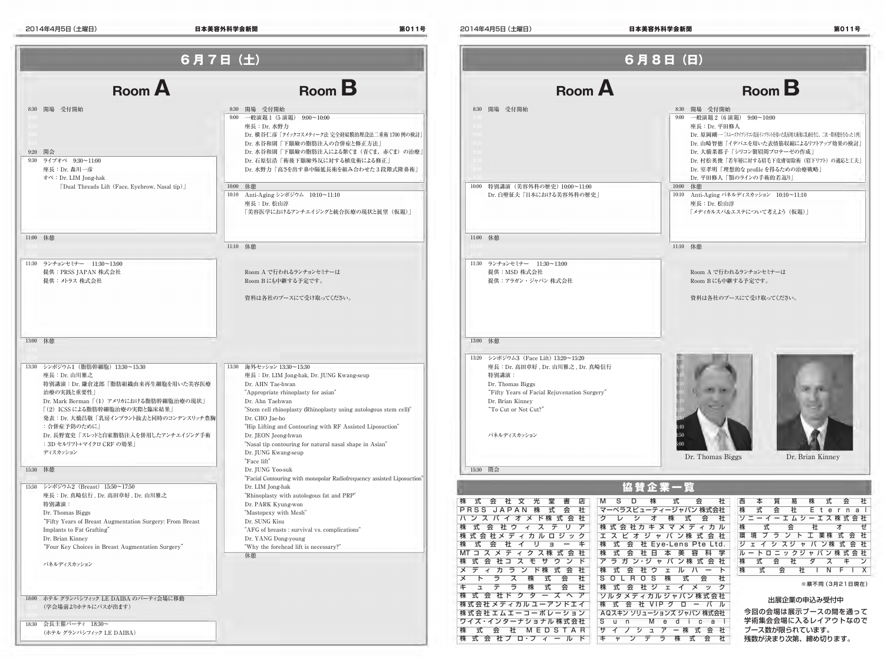## 6月7日（土）

### Room A

8:30 開場　受付開始

9:20 開会

9:30 ライブオペ　9:30〜11:00
座長：Dr. 森川一彦
オペ：Dr. LIM Jong-hak
「Dual Threads Lift（Face, Eyebrow, Nasal tip）」

11:00 休憩

11:30 ランチョンセミナー　11:30〜13:00
提供：PRSS JAPAN 株式会社
提供：メトラス 株式会社

13:00 休憩

13:30 シンポジウム1（脂肪幹細胞）13:30〜15:30
座長：Dr. 山川雅之
特別講演：Dr. 鎌倉達郎「脂肪組織由来再生細胞を用いた美容医療治療の実践と重要性」
Dr. Mark Berman「（1）アメリカにおける脂肪幹細胞治療の現状」
「（2）ICSS による脂肪幹細胞治療の実際と臨床結果」
発表：Dr. 大橋昌敬「乳房インプラント抜去と同時のコンデンスリッチ豊胸：合併症予防のために」
Dr. 長野寛史「スレッドと自家脂肪注入を併用したアンチエイジング手術：3D セルリフト+マイクロ CRF の効果」
ディスカッション

15:30 休憩

15:50 シンポジウム2（Breast）15:50〜17:50
座長：Dr. 真崎信行, Dr. 高田章好, Dr. 山川雅之
特別講演：
Dr. Thomas Biggs
"Fifty Years of Breast Augmentation Surgery: From Breast Implants to Fat Grafting"
Dr. Brian Kinney
"Four Key Choices in Breast Augmentation Surgery"

パネルディスカッション

18:00 ホテル グランパシフィック LE DAIBA のパーティ会場に移動
（学会場前よりホテルにバスが出ます）

18:30 会長主催パーティ　18:30〜
（ホテル グランパシフィック LE DAIBA）

### Room B

8:30 開場　受付開始

9:00 一般演題1（5演題）　9:00〜10:00
座長：Dr. 水野力
Dr. 横谷仁彦「クイックコスメティーク法 完全経結膜的埋没法二重術 1700 例の検討」
Dr. 水谷和則「下眼瞼の脂肪注入の合併症と修正方法」
Dr. 水谷和則「下眼瞼の脂肪注入による紫ぐま（青ぐま、赤ぐま）の治療」
Dr. 石原信浩「術後下眼瞼外反に対する植皮術による修正」
Dr. 水野力「高さを出す鼻中隔延長術を組み合わせた3段階式隆鼻術」

10:00 休憩

10:10 Anti-Aging シンポジウム　10:10〜11:10
座長：Dr. 松山淳
「美容医学におけるアンチエイジングと統合医療の現状と展望（仮題）」

11:10 休憩

Room A で行われるランチョンセミナーは
Room B にも中継する予定です。

資料は各社のブースにて受け取ってください。

13:30 海外セッション 13:30〜15:30
座長：Dr. LIM Jong-hak, Dr. JUNG Kwang-seup
Dr. AHN Tae-hwan
"Appropriate rhinoplasty for asian"
Dr. Ahn Taehwan
"Stem cell rhinoplasty (Rhinoplasty using autologous stem cell)"
Dr. CHO Jae-ho
"Hip Lifting and Contouring with RF Assisted Liposuction"
Dr. JEON Jeong-hwan
"Nasal tip contouring for natural nasal shape in Asian"
Dr. JUNG Kwang-seup
"Face lift"
Dr. JUNG Yoo-suk
"Facial Contouring with monopolar Radiofrequency assisted Liposuction"
Dr. LIM Jong-hak
"Rhinoplasty with autologous fat and PRP"
Dr. PARK Kyung-won
"Mastopexy with Mesh"
Dr. SUNG Kisu
"AFG of breasts : survival vs. complications"
Dr. YANG Dong-young
"Why the forehead lift is necessary?"

休憩

## 6月8日（日）

### Room A

8:30 開場　受付開始

10:00 特別講演（美容外科の歴史）10:00〜11:00
Dr. 白壁征夫「日本における美容外科の歴史」

11:00 休憩

11:30 ランチョンセミナー　11:30〜13:00
提供：MSD 株式会社
提供：アラガン・ジャパン 株式会社

13:00 休憩

13:20 シンポジウム3（Face Lift）13:20〜15:20
座長：Dr. 高田章好, Dr. 山川雅之, Dr. 真崎信行
特別講演：
Dr. Thomas Biggs
"Fifty Years of Facial Rejuvenation Surgery"
Dr. Brian Kinney
"To Cut or Not Cut?"

パネルディスカッション

Dr. Thomas Biggs　　Dr. Brian Kinney

15:30 閉会

### Room B

8:30 開場　受付開始

9:00 一般演題2（6演題）　9:00〜10:00
座長：Dr. 平田修人
Dr. 原岡剛一「スムースタイプシリコン乳房インプラントを用いた乳房増大術後に乳腺を生じ、二次一期再建を行なった1例」
Dr. 山崎智徳「イデバエを用いた表情筋収縮によるリフトアップ効果の検討」
Dr. 大橋菜都子「シリコン製眉間プロテーゼの作成」
Dr. 村松英俊「若年層に対する眉毛下皮膚切除術（眉下リフト）の適応と工夫」
Dr. 室孝明「理想的な profile を得るための治療戦略」
Dr. 平田修人「顎のラインの手術的若返り」

10:00 休憩

10:10 Anti-Aging パネルディスカッション　10:10〜11:10
座長：Dr. 松山淳
「メディカルスパ&エステについて考えよう（仮題）」

11:10 休憩

Room A で行われるランチョンセミナーは
Room B にも中継する予定です。

資料は各社のブースにて受け取ってください。

## 協賛企業一覧

| | | |
|---|---|---|
| 株式会社文光堂書店 | MSD株式会社 | 西本貿易株式会社 |
| PRSS JAPAN株式会社 | マーベラスビューティージャパン株式会社 | 株式会社Eternal |
| ハンスバイオメド株式会社 | クレシオ株式会社 | ソニーイーエムシーエス株式会社 |
| 株式会社ウィステリア | 株式会社カキヌマメディカル | 株式会社オゼ |
| 株式会社メディカルロジック | エスビオジャパン株式会社 | 環境プラント工業株式会社 |
| 株式会社イリョーキ | 株式会社Eye-Lens Pte Ltd. | ジェイシスジャパン株式会社 |
| MTコスメティクス株式会社 | 株式会社日本美容科学 | ルートロニックジャパン株式会社 |
| 株式会社コスモサウンド | アラガン・ジャパン株式会社 | 株式会社ダスキン |
| メディカランド株式会社 | 株式会社ウェルハート | 株式会社INFIX |
| メトラス株式会社 | SOLROS株式会社 | |
| キュテラ株式会社 | 株式会社ジェイメック | |
| 株式会社ドクターズヘア | ソルタメディカルジャパン株式会社 | |
| 株式会社メディカルユーアンドエイ | 株式会社VIPグローバル | |
| 株式会社エムエーコーポレーション | AQスキンソリューションズジャパン株式会社 | |
| ワイズ・インターナショナル株式会社 | Sun Medical | |
| 株式会社MEDSTAR | サイノシュアー株式会社 | |
| 株式会社プロ・フィールド | キャンデラ株式会社 | |

※順不同（3月21日現在）

**出展企業の申込み受付中**

今回の会場は展示ブースの間を通って学術集会会場に入るレイアウトなのでブース数が限られています。
残数が決まり次第、締め切ります。